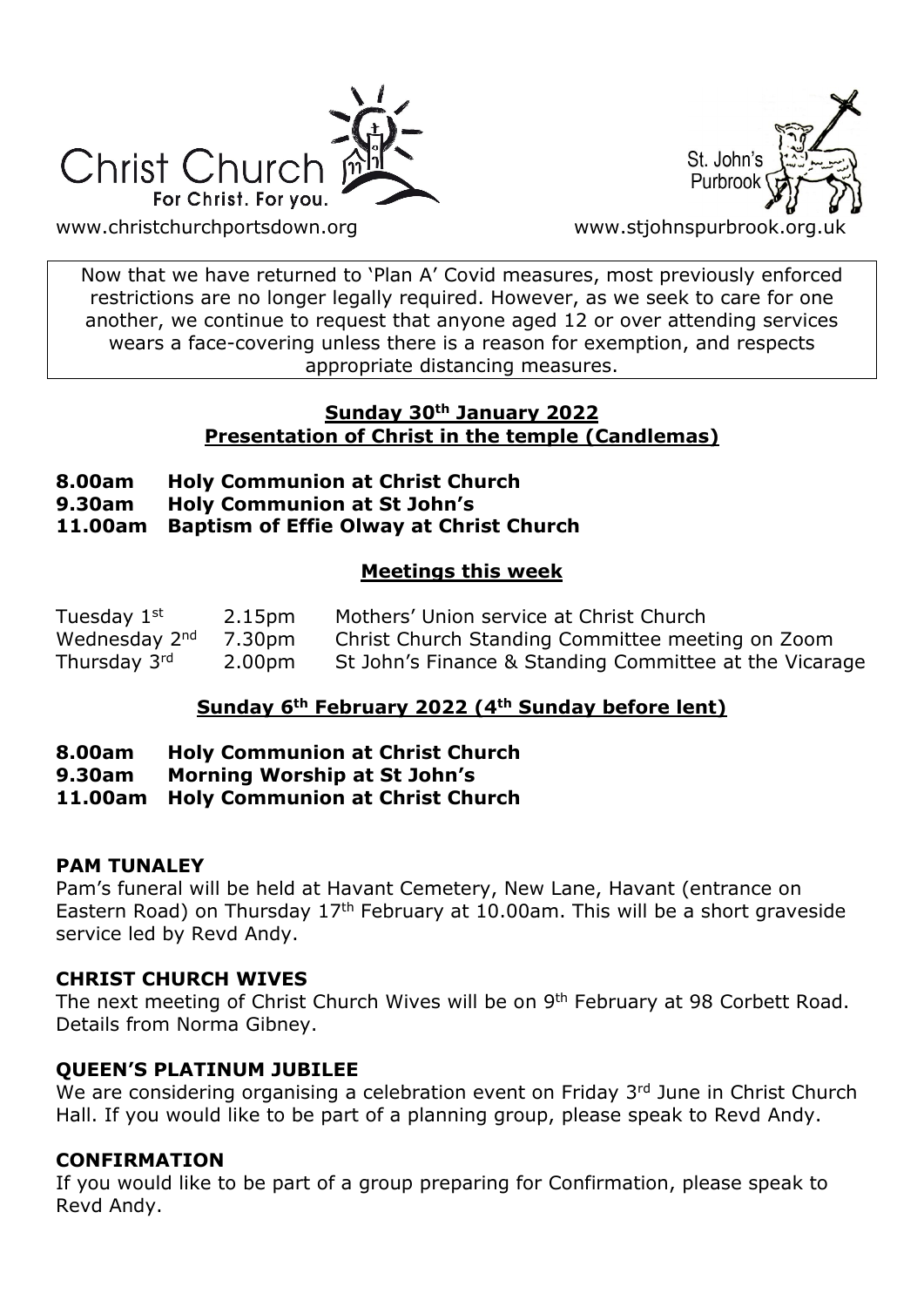Christ Church
For Christ. For you.

St. John's Purbrook

www.christchurchportsdown.org www.stjohnspurbrook.org.uk

Now that we have returned to 'Plan A' Covid measures, most previously enforced restrictions are no longer legally required. However, as we seek to care for one another, we continue to request that anyone aged 12 or over attending services wears a face-covering unless there is a reason for exemption, and respects appropriate distancing measures.

## Sunday 30th January 2022
## Presentation of Christ in the temple (Candlemas)

**8.00am Holy Communion at Christ Church**
**9.30am Holy Communion at St John's**
**11.00am Baptism of Effie Olway at Christ Church**

## Meetings this week

| | | |
|---|---|---|
| Tuesday 1st | 2.15pm | Mothers' Union service at Christ Church |
| Wednesday 2nd | 7.30pm | Christ Church Standing Committee meeting on Zoom |
| Thursday 3rd | 2.00pm | St John's Finance & Standing Committee at the Vicarage |

## Sunday 6th February 2022 (4th Sunday before lent)

**8.00am Holy Communion at Christ Church**
**9.30am Morning Worship at St John's**
**11.00am Holy Communion at Christ Church**

### PAM TUNALEY
Pam's funeral will be held at Havant Cemetery, New Lane, Havant (entrance on Eastern Road) on Thursday 17th February at 10.00am. This will be a short graveside service led by Revd Andy.

### CHRIST CHURCH WIVES
The next meeting of Christ Church Wives will be on 9th February at 98 Corbett Road. Details from Norma Gibney.

### QUEEN'S PLATINUM JUBILEE
We are considering organising a celebration event on Friday 3rd June in Christ Church Hall. If you would like to be part of a planning group, please speak to Revd Andy.

### CONFIRMATION
If you would like to be part of a group preparing for Confirmation, please speak to Revd Andy.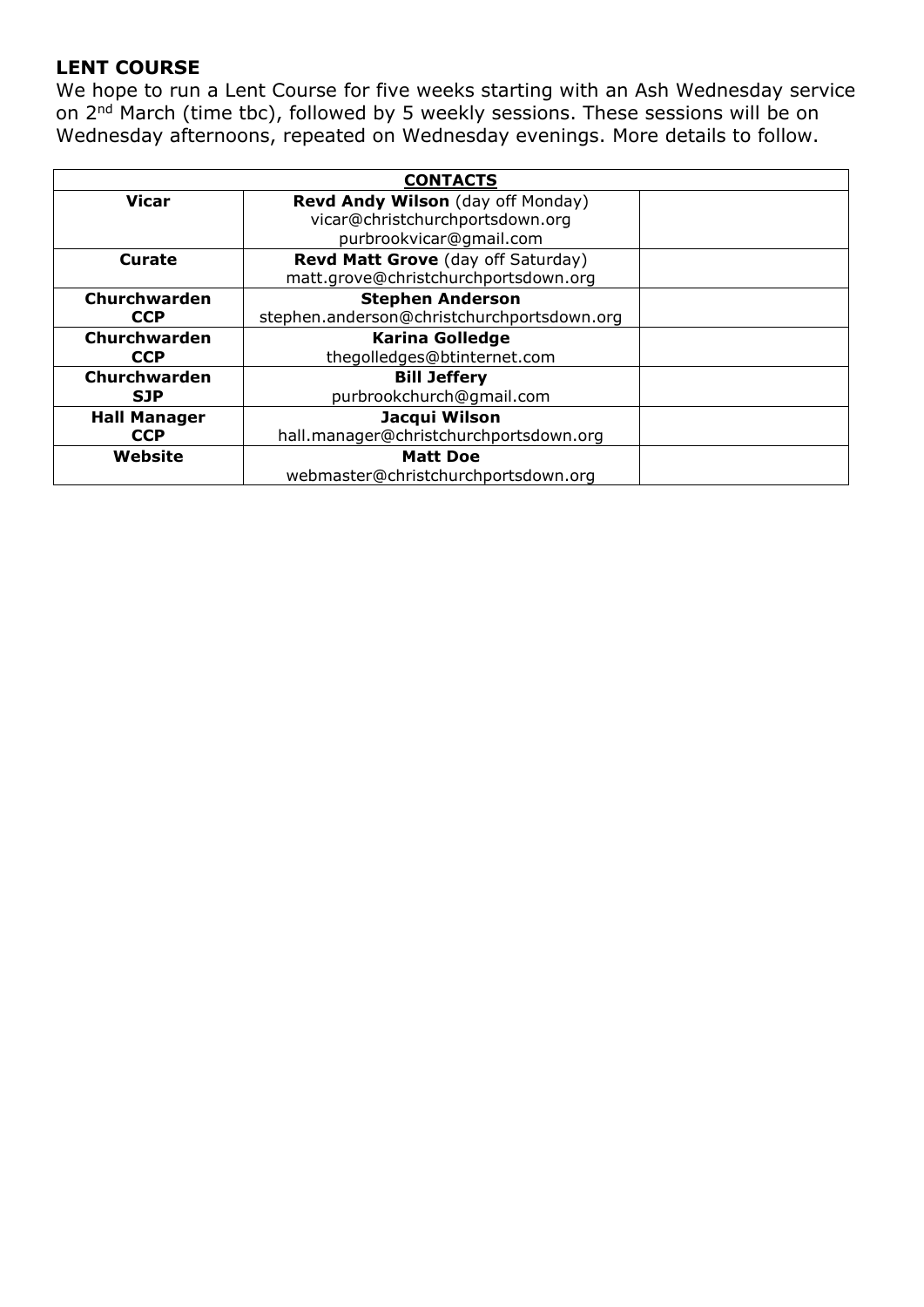## LENT COURSE

We hope to run a Lent Course for five weeks starting with an Ash Wednesday service on 2nd March (time tbc), followed by 5 weekly sessions. These sessions will be on Wednesday afternoons, repeated on Wednesday evenings. More details to follow.

| **CONTACTS** | | |
|---|---|---|
| **Vicar** | **Revd Andy Wilson** (day off Monday)<br>vicar@christchurchportsdown.org<br>purbrookvicar@gmail.com | |
| **Curate** | **Revd Matt Grove** (day off Saturday)<br>matt.grove@christchurchportsdown.org | |
| **Churchwarden CCP** | **Stephen Anderson**<br>stephen.anderson@christchurchportsdown.org | |
| **Churchwarden CCP** | **Karina Golledge**<br>thegolledges@btinternet.com | |
| **Churchwarden SJP** | **Bill Jeffery**<br>purbrookchurch@gmail.com | |
| **Hall Manager CCP** | **Jacqui Wilson**<br>hall.manager@christchurchportsdown.org | |
| **Website** | **Matt Doe**<br>webmaster@christchurchportsdown.org | |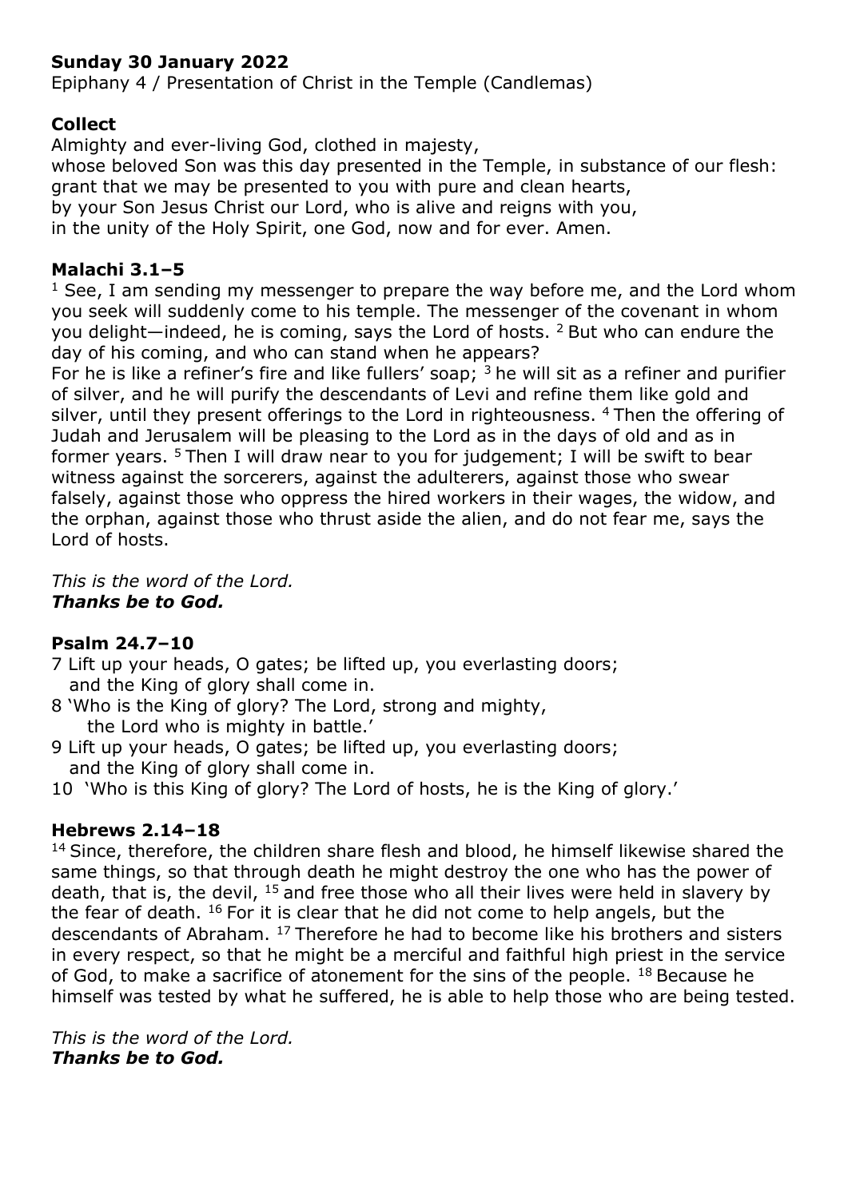**Sunday 30 January 2022**

Epiphany 4 / Presentation of Christ in the Temple (Candlemas)

**Collect**

Almighty and ever-living God, clothed in majesty,
whose beloved Son was this day presented in the Temple, in substance of our flesh:
grant that we may be presented to you with pure and clean hearts,
by your Son Jesus Christ our Lord, who is alive and reigns with you,
in the unity of the Holy Spirit, one God, now and for ever. Amen.

**Malachi 3.1–5**

[1] See, I am sending my messenger to prepare the way before me, and the Lord whom you seek will suddenly come to his temple. The messenger of the covenant in whom you delight—indeed, he is coming, says the Lord of hosts. [2] But who can endure the day of his coming, and who can stand when he appears?
For he is like a refiner's fire and like fullers' soap; [3] he will sit as a refiner and purifier of silver, and he will purify the descendants of Levi and refine them like gold and silver, until they present offerings to the Lord in righteousness. [4] Then the offering of Judah and Jerusalem will be pleasing to the Lord as in the days of old and as in former years. [5] Then I will draw near to you for judgement; I will be swift to bear witness against the sorcerers, against the adulterers, against those who swear falsely, against those who oppress the hired workers in their wages, the widow, and the orphan, against those who thrust aside the alien, and do not fear me, says the Lord of hosts.

*This is the word of the Lord.*
***Thanks be to God.***

**Psalm 24.7–10**

7 Lift up your heads, O gates; be lifted up, you everlasting doors;
   and the King of glory shall come in.
8 'Who is the King of glory? The Lord, strong and mighty,
      the Lord who is mighty in battle.'
9 Lift up your heads, O gates; be lifted up, you everlasting doors;
   and the King of glory shall come in.
10 'Who is this King of glory? The Lord of hosts, he is the King of glory.'

**Hebrews 2.14–18**

[14] Since, therefore, the children share flesh and blood, he himself likewise shared the same things, so that through death he might destroy the one who has the power of death, that is, the devil, [15] and free those who all their lives were held in slavery by the fear of death. [16] For it is clear that he did not come to help angels, but the descendants of Abraham. [17] Therefore he had to become like his brothers and sisters in every respect, so that he might be a merciful and faithful high priest in the service of God, to make a sacrifice of atonement for the sins of the people. [18] Because he himself was tested by what he suffered, he is able to help those who are being tested.

*This is the word of the Lord.*
***Thanks be to God.***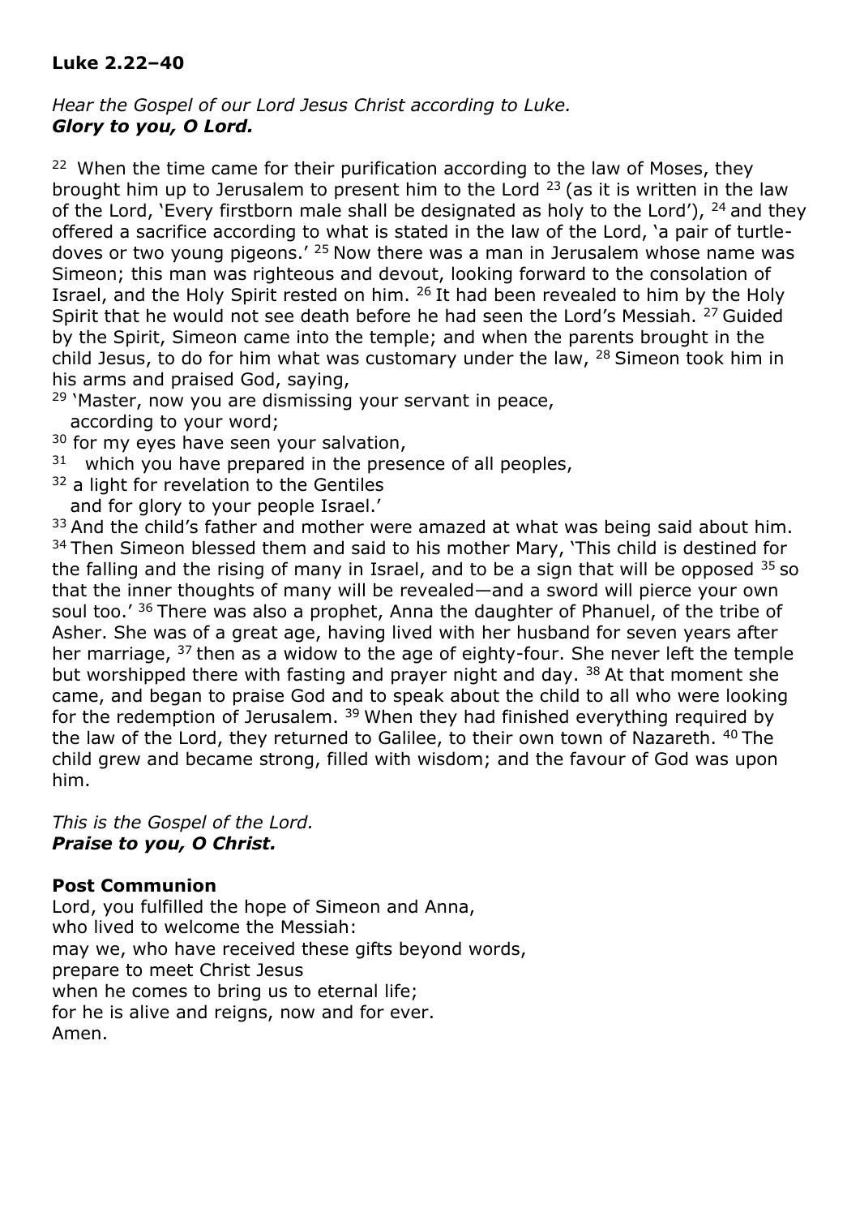**Luke 2.22–40**

*Hear the Gospel of our Lord Jesus Christ according to Luke.*
***Glory to you, O Lord.***

[22] When the time came for their purification according to the law of Moses, they brought him up to Jerusalem to present him to the Lord [23] (as it is written in the law of the Lord, 'Every firstborn male shall be designated as holy to the Lord'), [24] and they offered a sacrifice according to what is stated in the law of the Lord, 'a pair of turtle-doves or two young pigeons.' [25] Now there was a man in Jerusalem whose name was Simeon; this man was righteous and devout, looking forward to the consolation of Israel, and the Holy Spirit rested on him. [26] It had been revealed to him by the Holy Spirit that he would not see death before he had seen the Lord's Messiah. [27] Guided by the Spirit, Simeon came into the temple; and when the parents brought in the child Jesus, to do for him what was customary under the law, [28] Simeon took him in his arms and praised God, saying,

[29] 'Master, now you are dismissing your servant in peace,
according to your word;
[30] for my eyes have seen your salvation,
[31] which you have prepared in the presence of all peoples,
[32] a light for revelation to the Gentiles
and for glory to your people Israel.'

[33] And the child's father and mother were amazed at what was being said about him. [34] Then Simeon blessed them and said to his mother Mary, 'This child is destined for the falling and the rising of many in Israel, and to be a sign that will be opposed [35] so that the inner thoughts of many will be revealed—and a sword will pierce your own soul too.' [36] There was also a prophet, Anna the daughter of Phanuel, of the tribe of Asher. She was of a great age, having lived with her husband for seven years after her marriage, [37] then as a widow to the age of eighty-four. She never left the temple but worshipped there with fasting and prayer night and day. [38] At that moment she came, and began to praise God and to speak about the child to all who were looking for the redemption of Jerusalem. [39] When they had finished everything required by the law of the Lord, they returned to Galilee, to their own town of Nazareth. [40] The child grew and became strong, filled with wisdom; and the favour of God was upon him.

*This is the Gospel of the Lord.*
***Praise to you, O Christ.***

**Post Communion**

Lord, you fulfilled the hope of Simeon and Anna,
who lived to welcome the Messiah:
may we, who have received these gifts beyond words,
prepare to meet Christ Jesus
when he comes to bring us to eternal life;
for he is alive and reigns, now and for ever.
Amen.